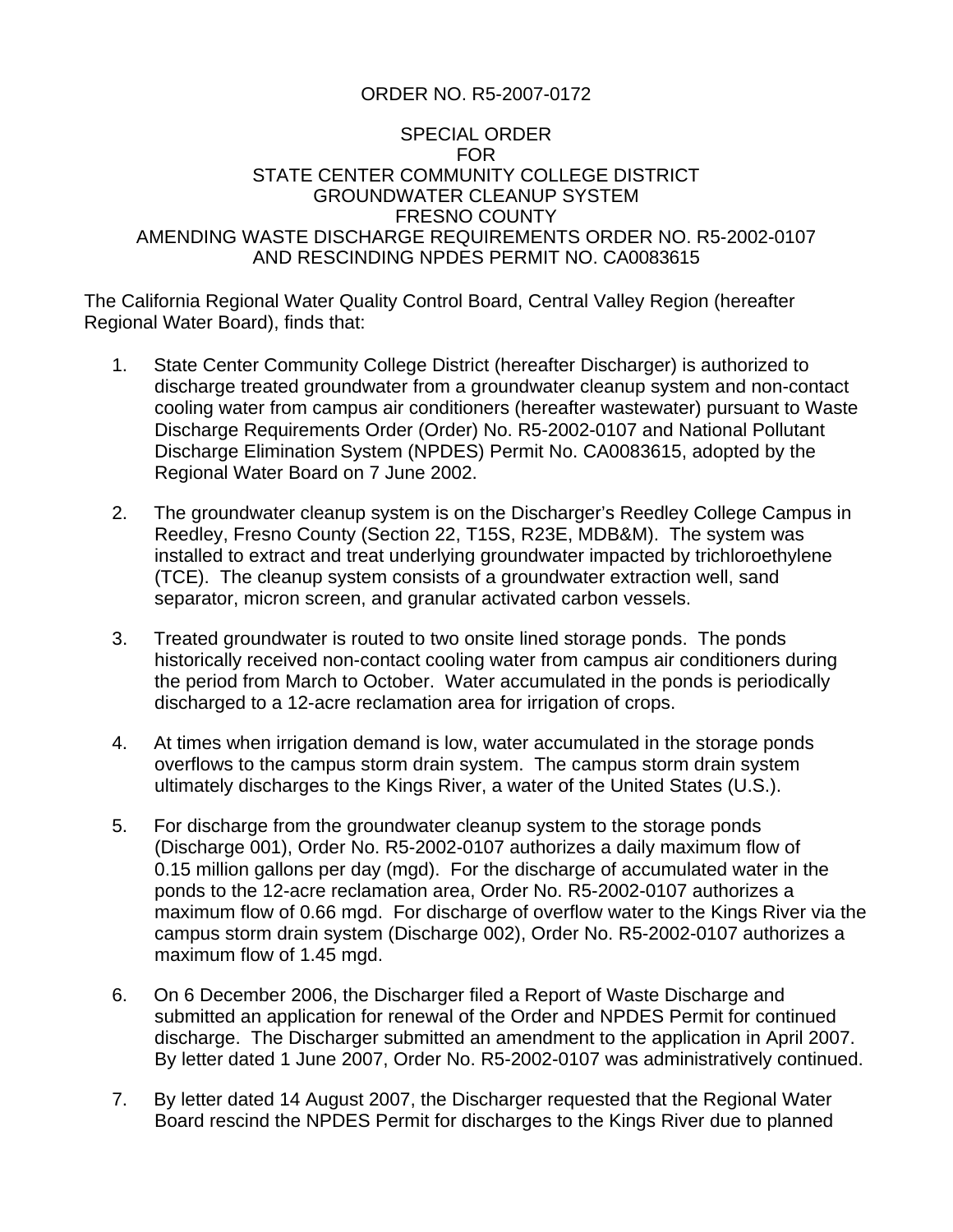ORDER NO. R5-2007-0172

SPECIAL ORDER
FOR
STATE CENTER COMMUNITY COLLEGE DISTRICT
GROUNDWATER CLEANUP SYSTEM
FRESNO COUNTY
AMENDING WASTE DISCHARGE REQUIREMENTS ORDER NO. R5-2002-0107
AND RESCINDING NPDES PERMIT NO. CA0083615

The California Regional Water Quality Control Board, Central Valley Region (hereafter Regional Water Board), finds that:

1. State Center Community College District (hereafter Discharger) is authorized to discharge treated groundwater from a groundwater cleanup system and non-contact cooling water from campus air conditioners (hereafter wastewater) pursuant to Waste Discharge Requirements Order (Order) No. R5-2002-0107 and National Pollutant Discharge Elimination System (NPDES) Permit No. CA0083615, adopted by the Regional Water Board on 7 June 2002.

2. The groundwater cleanup system is on the Discharger's Reedley College Campus in Reedley, Fresno County (Section 22, T15S, R23E, MDB&M). The system was installed to extract and treat underlying groundwater impacted by trichloroethylene (TCE). The cleanup system consists of a groundwater extraction well, sand separator, micron screen, and granular activated carbon vessels.

3. Treated groundwater is routed to two onsite lined storage ponds. The ponds historically received non-contact cooling water from campus air conditioners during the period from March to October. Water accumulated in the ponds is periodically discharged to a 12-acre reclamation area for irrigation of crops.

4. At times when irrigation demand is low, water accumulated in the storage ponds overflows to the campus storm drain system. The campus storm drain system ultimately discharges to the Kings River, a water of the United States (U.S.).

5. For discharge from the groundwater cleanup system to the storage ponds (Discharge 001), Order No. R5-2002-0107 authorizes a daily maximum flow of 0.15 million gallons per day (mgd). For the discharge of accumulated water in the ponds to the 12-acre reclamation area, Order No. R5-2002-0107 authorizes a maximum flow of 0.66 mgd. For discharge of overflow water to the Kings River via the campus storm drain system (Discharge 002), Order No. R5-2002-0107 authorizes a maximum flow of 1.45 mgd.

6. On 6 December 2006, the Discharger filed a Report of Waste Discharge and submitted an application for renewal of the Order and NPDES Permit for continued discharge. The Discharger submitted an amendment to the application in April 2007. By letter dated 1 June 2007, Order No. R5-2002-0107 was administratively continued.

7. By letter dated 14 August 2007, the Discharger requested that the Regional Water Board rescind the NPDES Permit for discharges to the Kings River due to planned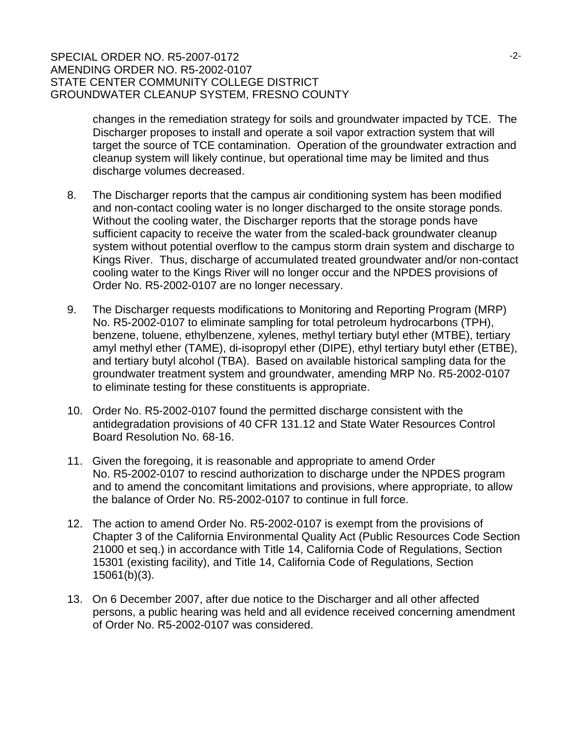changes in the remediation strategy for soils and groundwater impacted by TCE. The Discharger proposes to install and operate a soil vapor extraction system that will target the source of TCE contamination. Operation of the groundwater extraction and cleanup system will likely continue, but operational time may be limited and thus discharge volumes decreased.

8. The Discharger reports that the campus air conditioning system has been modified and non-contact cooling water is no longer discharged to the onsite storage ponds. Without the cooling water, the Discharger reports that the storage ponds have sufficient capacity to receive the water from the scaled-back groundwater cleanup system without potential overflow to the campus storm drain system and discharge to Kings River. Thus, discharge of accumulated treated groundwater and/or non-contact cooling water to the Kings River will no longer occur and the NPDES provisions of Order No. R5-2002-0107 are no longer necessary.

9. The Discharger requests modifications to Monitoring and Reporting Program (MRP) No. R5-2002-0107 to eliminate sampling for total petroleum hydrocarbons (TPH), benzene, toluene, ethylbenzene, xylenes, methyl tertiary butyl ether (MTBE), tertiary amyl methyl ether (TAME), di-isopropyl ether (DIPE), ethyl tertiary butyl ether (ETBE), and tertiary butyl alcohol (TBA). Based on available historical sampling data for the groundwater treatment system and groundwater, amending MRP No. R5-2002-0107 to eliminate testing for these constituents is appropriate.

10. Order No. R5-2002-0107 found the permitted discharge consistent with the antidegradation provisions of 40 CFR 131.12 and State Water Resources Control Board Resolution No. 68-16.

11. Given the foregoing, it is reasonable and appropriate to amend Order No. R5-2002-0107 to rescind authorization to discharge under the NPDES program and to amend the concomitant limitations and provisions, where appropriate, to allow the balance of Order No. R5-2002-0107 to continue in full force.

12. The action to amend Order No. R5-2002-0107 is exempt from the provisions of Chapter 3 of the California Environmental Quality Act (Public Resources Code Section 21000 et seq.) in accordance with Title 14, California Code of Regulations, Section 15301 (existing facility), and Title 14, California Code of Regulations, Section 15061(b)(3).

13. On 6 December 2007, after due notice to the Discharger and all other affected persons, a public hearing was held and all evidence received concerning amendment of Order No. R5-2002-0107 was considered.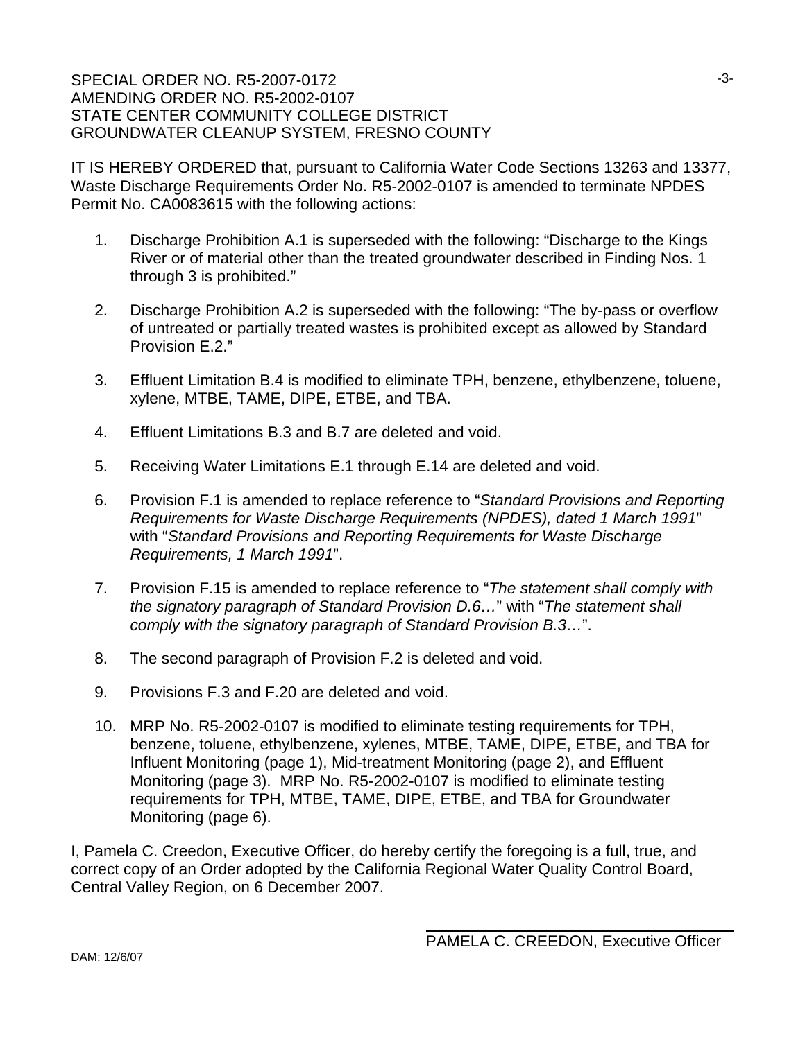SPECIAL ORDER NO. R5-2007-0172
AMENDING ORDER NO. R5-2002-0107
STATE CENTER COMMUNITY COLLEGE DISTRICT
GROUNDWATER CLEANUP SYSTEM, FRESNO COUNTY

IT IS HEREBY ORDERED that, pursuant to California Water Code Sections 13263 and 13377, Waste Discharge Requirements Order No. R5-2002-0107 is amended to terminate NPDES Permit No. CA0083615 with the following actions:

1. Discharge Prohibition A.1 is superseded with the following: "Discharge to the Kings River or of material other than the treated groundwater described in Finding Nos. 1 through 3 is prohibited."

2. Discharge Prohibition A.2 is superseded with the following: "The by-pass or overflow of untreated or partially treated wastes is prohibited except as allowed by Standard Provision E.2."

3. Effluent Limitation B.4 is modified to eliminate TPH, benzene, ethylbenzene, toluene, xylene, MTBE, TAME, DIPE, ETBE, and TBA.

4. Effluent Limitations B.3 and B.7 are deleted and void.

5. Receiving Water Limitations E.1 through E.14 are deleted and void.

6. Provision F.1 is amended to replace reference to "*Standard Provisions and Reporting Requirements for Waste Discharge Requirements (NPDES), dated 1 March 1991*" with "*Standard Provisions and Reporting Requirements for Waste Discharge Requirements, 1 March 1991*".

7. Provision F.15 is amended to replace reference to "*The statement shall comply with the signatory paragraph of Standard Provision D.6…*" with "*The statement shall comply with the signatory paragraph of Standard Provision B.3…*".

8. The second paragraph of Provision F.2 is deleted and void.

9. Provisions F.3 and F.20 are deleted and void.

10. MRP No. R5-2002-0107 is modified to eliminate testing requirements for TPH, benzene, toluene, ethylbenzene, xylenes, MTBE, TAME, DIPE, ETBE, and TBA for Influent Monitoring (page 1), Mid-treatment Monitoring (page 2), and Effluent Monitoring (page 3). MRP No. R5-2002-0107 is modified to eliminate testing requirements for TPH, MTBE, TAME, DIPE, ETBE, and TBA for Groundwater Monitoring (page 6).

I, Pamela C. Creedon, Executive Officer, do hereby certify the foregoing is a full, true, and correct copy of an Order adopted by the California Regional Water Quality Control Board, Central Valley Region, on 6 December 2007.

PAMELA C. CREEDON, Executive Officer

DAM: 12/6/07